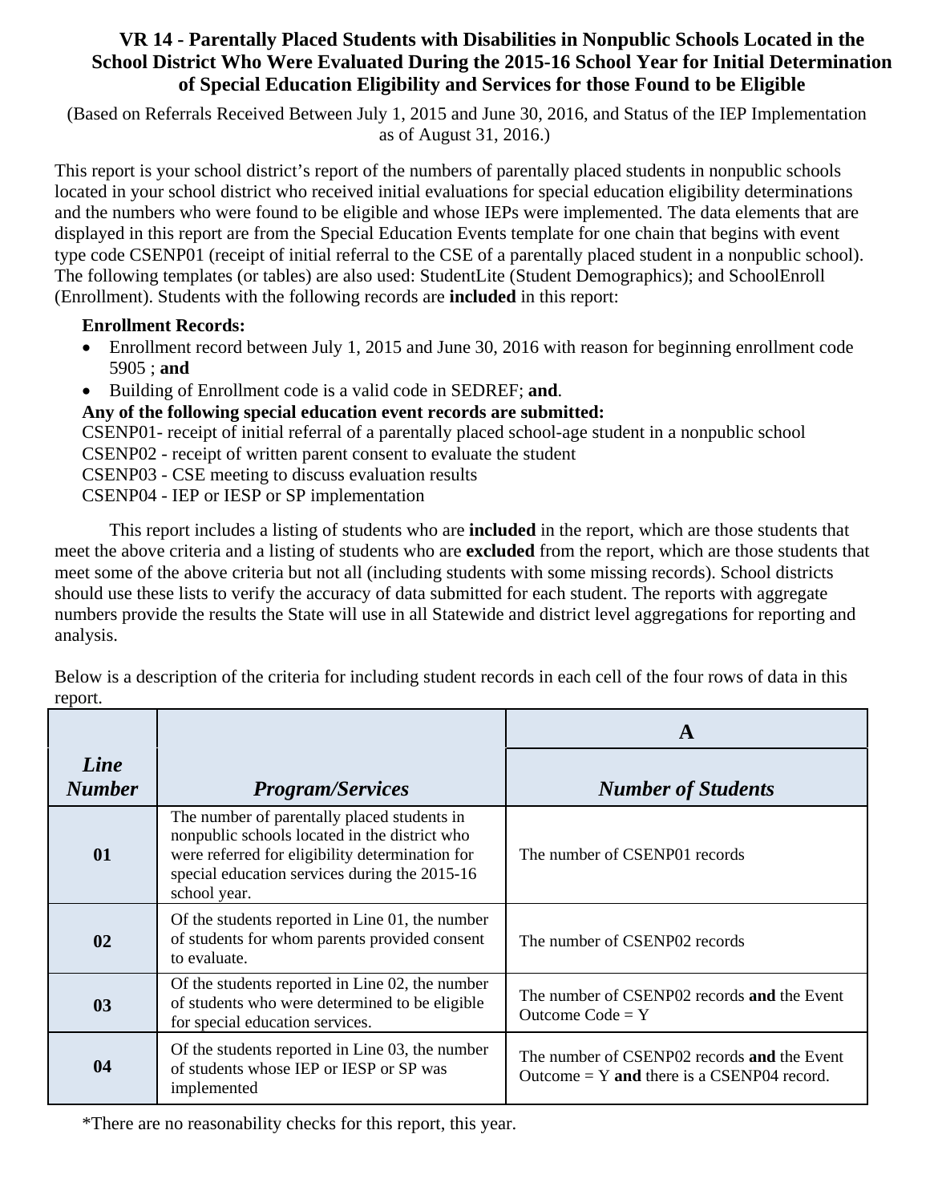# VR 14 - Parentally Placed Students with Disabilities in Nonpublic Schools Located in the School District Who Were Evaluated During the 2015-16 School Year for Initial Determination of Special Education Eligibility and Services for those Found to be Eligible

(Based on Referrals Received Between July 1, 2015 and June 30, 2016, and Status of the IEP Implementation as of August 31, 2016.)

This report is your school district's report of the numbers of parentally placed students in nonpublic schools located in your school district who received initial evaluations for special education eligibility determinations and the numbers who were found to be eligible and whose IEPs were implemented. The data elements that are displayed in this report are from the Special Education Events template for one chain that begins with event type code CSENP01 (receipt of initial referral to the CSE of a parentally placed student in a nonpublic school). The following templates (or tables) are also used: StudentLite (Student Demographics); and SchoolEnroll (Enrollment). Students with the following records are **included** in this report:

**Enrollment Records:**

- Enrollment record between July 1, 2015 and June 30, 2016 with reason for beginning enrollment code 5905 ; **and**
- Building of Enrollment code is a valid code in SEDREF; **and**.

**Any of the following special education event records are submitted:**

CSENP01- receipt of initial referral of a parentally placed school-age student in a nonpublic school
CSENP02 - receipt of written parent consent to evaluate the student
CSENP03 - CSE meeting to discuss evaluation results
CSENP04 - IEP or IESP or SP implementation

This report includes a listing of students who are **included** in the report, which are those students that meet the above criteria and a listing of students who are **excluded** from the report, which are those students that meet some of the above criteria but not all (including students with some missing records). School districts should use these lists to verify the accuracy of data submitted for each student. The reports with aggregate numbers provide the results the State will use in all Statewide and district level aggregations for reporting and analysis.

Below is a description of the criteria for including student records in each cell of the four rows of data in this report.

| | | A |
|---|---|---|
| ***Line Number*** | ***Program/Services*** | ***Number of Students*** |
| **01** | The number of parentally placed students in nonpublic schools located in the district who were referred for eligibility determination for special education services during the 2015-16 school year. | The number of CSENP01 records |
| **02** | Of the students reported in Line 01, the number of students for whom parents provided consent to evaluate. | The number of CSENP02 records |
| **03** | Of the students reported in Line 02, the number of students who were determined to be eligible for special education services. | The number of CSENP02 records **and** the Event Outcome Code = Y |
| **04** | Of the students reported in Line 03, the number of students whose IEP or IESP or SP was implemented | The number of CSENP02 records **and** the Event Outcome = Y **and** there is a CSENP04 record. |

*There are no reasonability checks for this report, this year.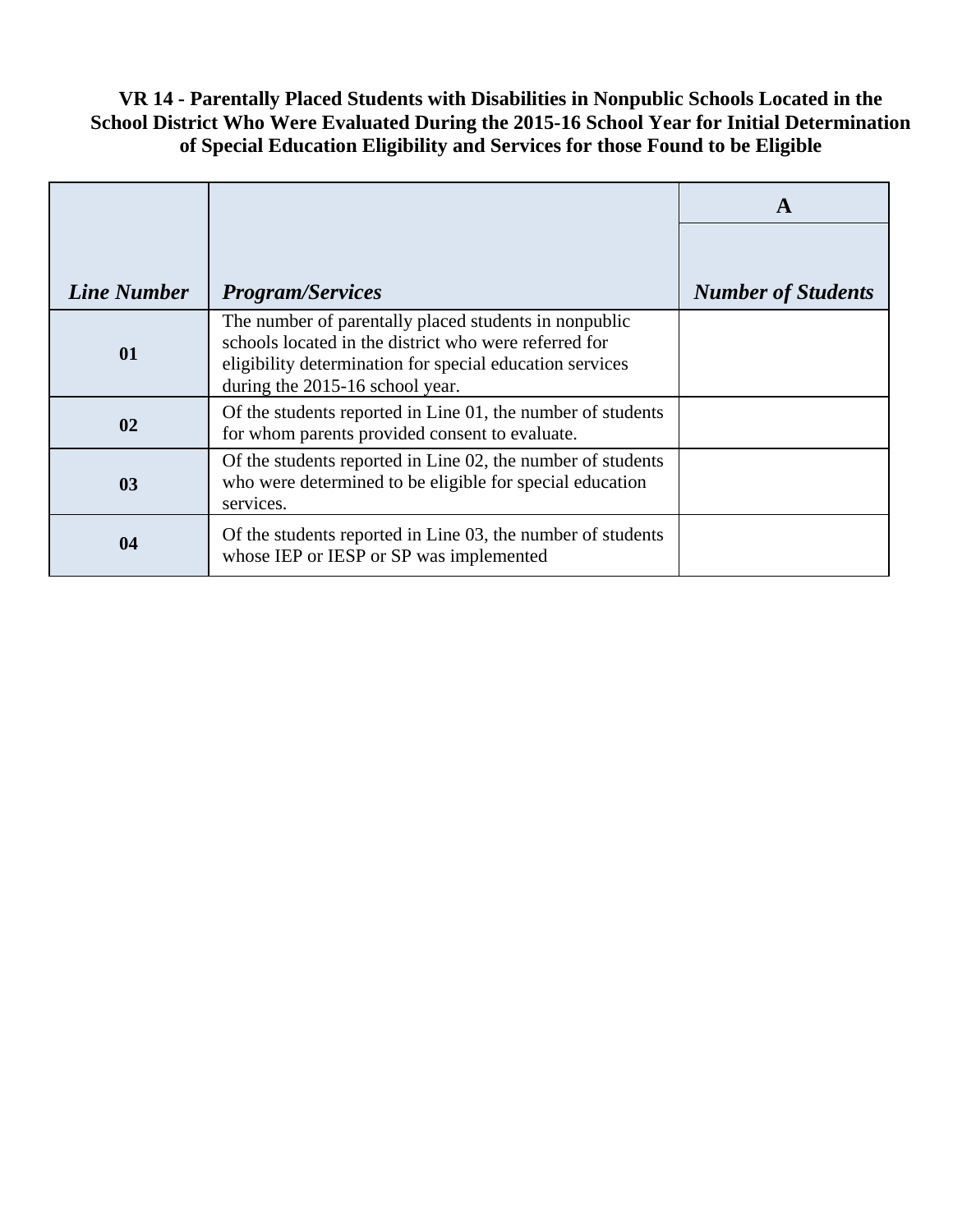### VR 14 - Parentally Placed Students with Disabilities in Nonpublic Schools Located in the School District Who Were Evaluated During the 2015-16 School Year for Initial Determination of Special Education Eligibility and Services for those Found to be Eligible

| | | A |
|---|---|---|
| ***Line Number*** | ***Program/Services*** | ***Number of Students*** |
| **01** | The number of parentally placed students in nonpublic schools located in the district who were referred for eligibility determination for special education services during the 2015-16 school year. | |
| **02** | Of the students reported in Line 01, the number of students for whom parents provided consent to evaluate. | |
| **03** | Of the students reported in Line 02, the number of students who were determined to be eligible for special education services. | |
| **04** | Of the students reported in Line 03, the number of students whose IEP or IESP or SP was implemented | |